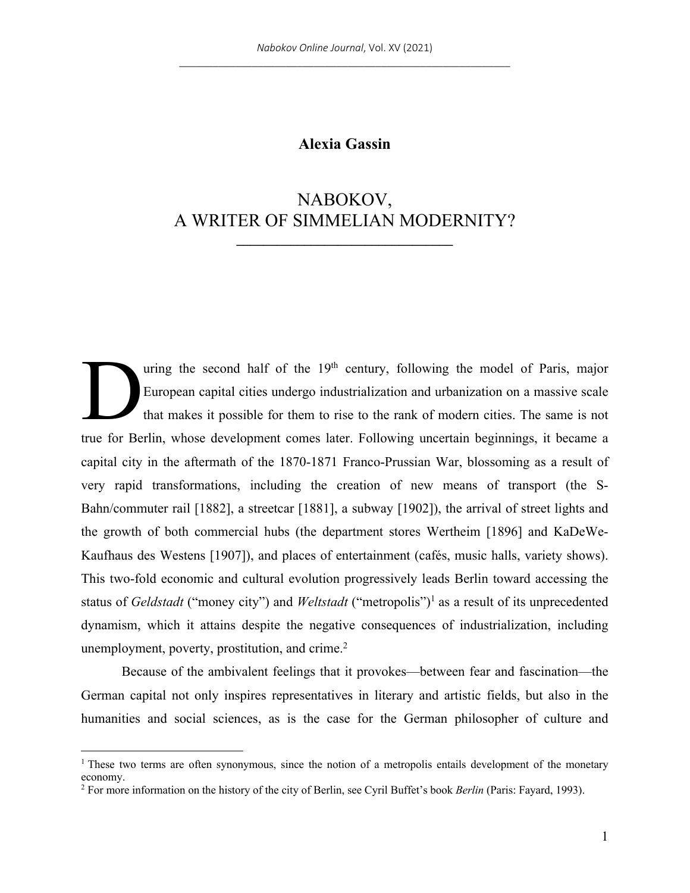**Alexia Gassin**

# NABOKOV, A WRITER OF SIMMELIAN MODERNITY?

During the second half of the 19th century, following the model of Paris, major European capital cities undergo industrialization and urbanization on a massive scale that makes it possible for them to rise to the rank of modern cities. The same is not true for Berlin, whose development comes later. Following uncertain beginnings, it became a capital city in the aftermath of the 1870-1871 Franco-Prussian War, blossoming as a result of very rapid transformations, including the creation of new means of transport (the S-Bahn/commuter rail [1882], a streetcar [1881], a subway [1902]), the arrival of street lights and the growth of both commercial hubs (the department stores Wertheim [1896] and KaDeWe-Kaufhaus des Westens [1907]), and places of entertainment (cafés, music halls, variety shows). This two-fold economic and cultural evolution progressively leads Berlin toward accessing the status of *Geldstadt* ("money city") and *Weltstadt* ("metropolis")[1] as a result of its unprecedented dynamism, which it attains despite the negative consequences of industrialization, including unemployment, poverty, prostitution, and crime.[2]

Because of the ambivalent feelings that it provokes—between fear and fascination—the German capital not only inspires representatives in literary and artistic fields, but also in the humanities and social sciences, as is the case for the German philosopher of culture and

[1] These two terms are often synonymous, since the notion of a metropolis entails development of the monetary economy.

[2] For more information on the history of the city of Berlin, see Cyril Buffet's book *Berlin* (Paris: Fayard, 1993).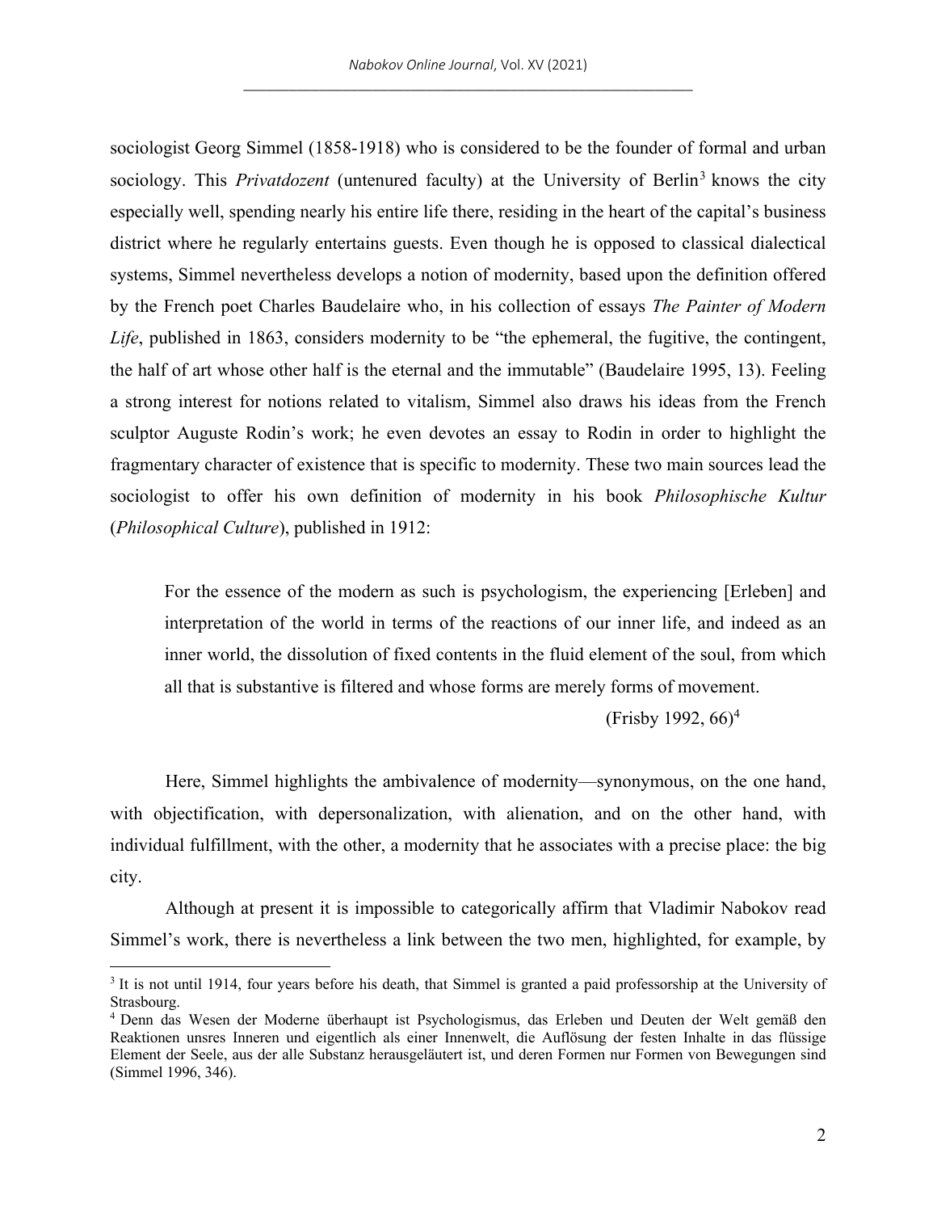sociologist Georg Simmel (1858-1918) who is considered to be the founder of formal and urban sociology. This *Privatdozent* (untenured faculty) at the University of Berlin[3] knows the city especially well, spending nearly his entire life there, residing in the heart of the capital's business district where he regularly entertains guests. Even though he is opposed to classical dialectical systems, Simmel nevertheless develops a notion of modernity, based upon the definition offered by the French poet Charles Baudelaire who, in his collection of essays *The Painter of Modern Life*, published in 1863, considers modernity to be "the ephemeral, the fugitive, the contingent, the half of art whose other half is the eternal and the immutable" (Baudelaire 1995, 13). Feeling a strong interest for notions related to vitalism, Simmel also draws his ideas from the French sculptor Auguste Rodin's work; he even devotes an essay to Rodin in order to highlight the fragmentary character of existence that is specific to modernity. These two main sources lead the sociologist to offer his own definition of modernity in his book *Philosophische Kultur* (*Philosophical Culture*), published in 1912:

> For the essence of the modern as such is psychologism, the experiencing [Erleben] and interpretation of the world in terms of the reactions of our inner life, and indeed as an inner world, the dissolution of fixed contents in the fluid element of the soul, from which all that is substantive is filtered and whose forms are merely forms of movement.
>
> (Frisby 1992, 66)[4]

Here, Simmel highlights the ambivalence of modernity—synonymous, on the one hand, with objectification, with depersonalization, with alienation, and on the other hand, with individual fulfillment, with the other, a modernity that he associates with a precise place: the big city.

Although at present it is impossible to categorically affirm that Vladimir Nabokov read Simmel's work, there is nevertheless a link between the two men, highlighted, for example, by

---

[3] It is not until 1914, four years before his death, that Simmel is granted a paid professorship at the University of Strasbourg.

[4] Denn das Wesen der Moderne überhaupt ist Psychologismus, das Erleben und Deuten der Welt gemäß den Reaktionen unsres Inneren und eigentlich als einer Innenwelt, die Auflösung der festen Inhalte in das flüssige Element der Seele, aus der alle Substanz herausgeläutert ist, und deren Formen nur Formen von Bewegungen sind (Simmel 1996, 346).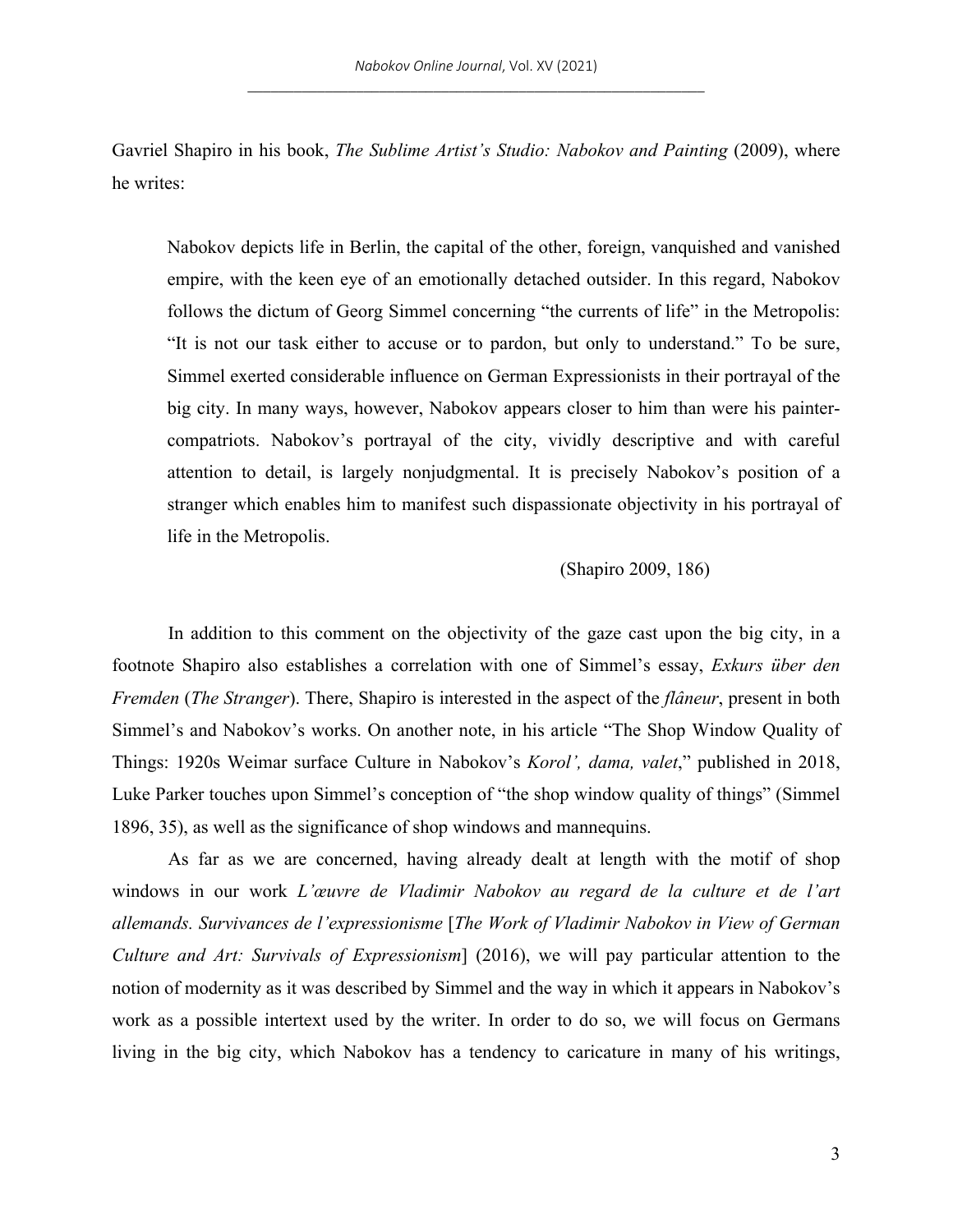Gavriel Shapiro in his book, *The Sublime Artist's Studio: Nabokov and Painting* (2009), where he writes:

> Nabokov depicts life in Berlin, the capital of the other, foreign, vanquished and vanished empire, with the keen eye of an emotionally detached outsider. In this regard, Nabokov follows the dictum of Georg Simmel concerning "the currents of life" in the Metropolis: "It is not our task either to accuse or to pardon, but only to understand." To be sure, Simmel exerted considerable influence on German Expressionists in their portrayal of the big city. In many ways, however, Nabokov appears closer to him than were his painter-compatriots. Nabokov's portrayal of the city, vividly descriptive and with careful attention to detail, is largely nonjudgmental. It is precisely Nabokov's position of a stranger which enables him to manifest such dispassionate objectivity in his portrayal of life in the Metropolis.
>
> (Shapiro 2009, 186)

In addition to this comment on the objectivity of the gaze cast upon the big city, in a footnote Shapiro also establishes a correlation with one of Simmel's essay, *Exkurs über den Fremden* (*The Stranger*). There, Shapiro is interested in the aspect of the *flâneur*, present in both Simmel's and Nabokov's works. On another note, in his article "The Shop Window Quality of Things: 1920s Weimar surface Culture in Nabokov's *Korol', dama, valet*," published in 2018, Luke Parker touches upon Simmel's conception of "the shop window quality of things" (Simmel 1896, 35), as well as the significance of shop windows and mannequins.

As far as we are concerned, having already dealt at length with the motif of shop windows in our work *L'œuvre de Vladimir Nabokov au regard de la culture et de l'art allemands. Survivances de l'expressionisme* [*The Work of Vladimir Nabokov in View of German Culture and Art: Survivals of Expressionism*] (2016), we will pay particular attention to the notion of modernity as it was described by Simmel and the way in which it appears in Nabokov's work as a possible intertext used by the writer. In order to do so, we will focus on Germans living in the big city, which Nabokov has a tendency to caricature in many of his writings,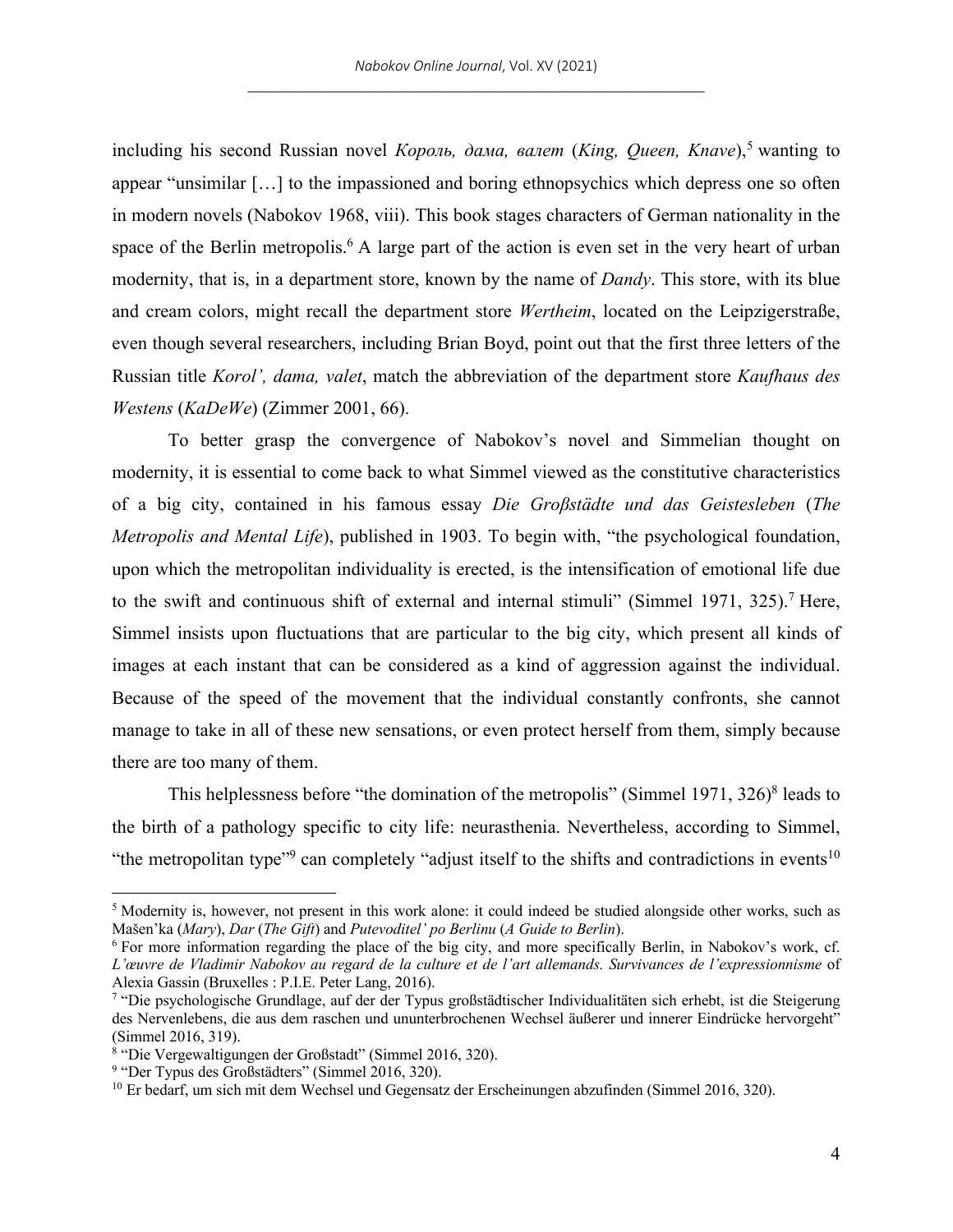including his second Russian novel *Король, дама, валет* (*King, Queen, Knave*),[5] wanting to appear "unsimilar […] to the impassioned and boring ethnopsychics which depress one so often in modern novels (Nabokov 1968, viii). This book stages characters of German nationality in the space of the Berlin metropolis.[6] A large part of the action is even set in the very heart of urban modernity, that is, in a department store, known by the name of *Dandy*. This store, with its blue and cream colors, might recall the department store *Wertheim*, located on the Leipzigerstraße, even though several researchers, including Brian Boyd, point out that the first three letters of the Russian title *Korol', dama, valet*, match the abbreviation of the department store *Kaufhaus des Westens* (*KaDeWe*) (Zimmer 2001, 66).

To better grasp the convergence of Nabokov's novel and Simmelian thought on modernity, it is essential to come back to what Simmel viewed as the constitutive characteristics of a big city, contained in his famous essay *Die Großstädte und das Geistesleben* (*The Metropolis and Mental Life*), published in 1903. To begin with, "the psychological foundation, upon which the metropolitan individuality is erected, is the intensification of emotional life due to the swift and continuous shift of external and internal stimuli" (Simmel 1971, 325).[7] Here, Simmel insists upon fluctuations that are particular to the big city, which present all kinds of images at each instant that can be considered as a kind of aggression against the individual. Because of the speed of the movement that the individual constantly confronts, she cannot manage to take in all of these new sensations, or even protect herself from them, simply because there are too many of them.

This helplessness before "the domination of the metropolis" (Simmel 1971, 326)[8] leads to the birth of a pathology specific to city life: neurasthenia. Nevertheless, according to Simmel, "the metropolitan type"[9] can completely "adjust itself to the shifts and contradictions in events[10]

---

[5] Modernity is, however, not present in this work alone: it could indeed be studied alongside other works, such as Mašen'ka (*Mary*), *Dar* (*The Gift*) and *Putevoditel' po Berlinu* (*A Guide to Berlin*).

[6] For more information regarding the place of the big city, and more specifically Berlin, in Nabokov's work, cf. *L'œuvre de Vladimir Nabokov au regard de la culture et de l'art allemands. Survivances de l'expressionnisme* of Alexia Gassin (Bruxelles : P.I.E. Peter Lang, 2016).

[7] "Die psychologische Grundlage, auf der der Typus großstädtischer Individualitäten sich erhebt, ist die Steigerung des Nervenlebens, die aus dem raschen und ununterbrochenen Wechsel äußerer und innerer Eindrücke hervorgeht" (Simmel 2016, 319).

[8] "Die Vergewaltigungen der Großstadt" (Simmel 2016, 320).

[9] "Der Typus des Großstädters" (Simmel 2016, 320).

[10] Er bedarf, um sich mit dem Wechsel und Gegensatz der Erscheinungen abzufinden (Simmel 2016, 320).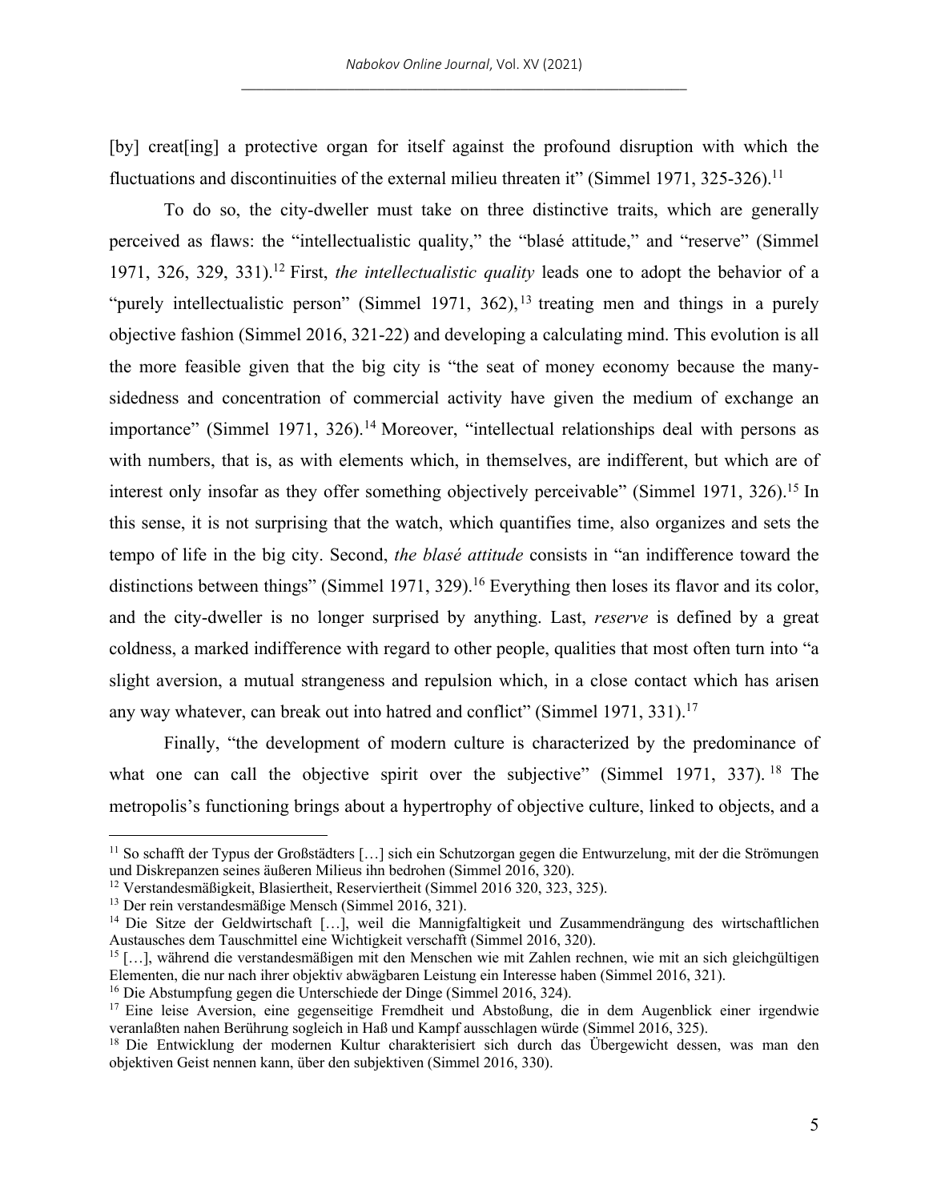[by] creat[ing] a protective organ for itself against the profound disruption with which the fluctuations and discontinuities of the external milieu threaten it" (Simmel 1971, 325-326).[11]

To do so, the city-dweller must take on three distinctive traits, which are generally perceived as flaws: the "intellectualistic quality," the "blasé attitude," and "reserve" (Simmel 1971, 326, 329, 331).[12] First, *the intellectualistic quality* leads one to adopt the behavior of a "purely intellectualistic person" (Simmel 1971, 362),[13] treating men and things in a purely objective fashion (Simmel 2016, 321-22) and developing a calculating mind. This evolution is all the more feasible given that the big city is "the seat of money economy because the many-sidedness and concentration of commercial activity have given the medium of exchange an importance" (Simmel 1971, 326).[14] Moreover, "intellectual relationships deal with persons as with numbers, that is, as with elements which, in themselves, are indifferent, but which are of interest only insofar as they offer something objectively perceivable" (Simmel 1971, 326).[15] In this sense, it is not surprising that the watch, which quantifies time, also organizes and sets the tempo of life in the big city. Second, *the blasé attitude* consists in "an indifference toward the distinctions between things" (Simmel 1971, 329).[16] Everything then loses its flavor and its color, and the city-dweller is no longer surprised by anything. Last, *reserve* is defined by a great coldness, a marked indifference with regard to other people, qualities that most often turn into "a slight aversion, a mutual strangeness and repulsion which, in a close contact which has arisen any way whatever, can break out into hatred and conflict" (Simmel 1971, 331).[17]

Finally, "the development of modern culture is characterized by the predominance of what one can call the objective spirit over the subjective" (Simmel 1971, 337).[18] The metropolis's functioning brings about a hypertrophy of objective culture, linked to objects, and a

---

[11] So schafft der Typus der Großstädters […] sich ein Schutzorgan gegen die Entwurzelung, mit der die Strömungen und Diskrepanzen seines äußeren Milieus ihn bedrohen (Simmel 2016, 320).

[12] Verstandesmäßigkeit, Blasiertheit, Reserviertheit (Simmel 2016 320, 323, 325).

[13] Der rein verstandesmäßige Mensch (Simmel 2016, 321).

[14] Die Sitze der Geldwirtschaft […], weil die Mannigfaltigkeit und Zusammendrängung des wirtschaftlichen Austausches dem Tauschmittel eine Wichtigkeit verschafft (Simmel 2016, 320).

[15] […], während die verstandesmäßigen mit den Menschen wie mit Zahlen rechnen, wie mit an sich gleichgültigen Elementen, die nur nach ihrer objektiv abwägbaren Leistung ein Interesse haben (Simmel 2016, 321).

[16] Die Abstumpfung gegen die Unterschiede der Dinge (Simmel 2016, 324).

[17] Eine leise Aversion, eine gegenseitige Fremdheit und Abstoßung, die in dem Augenblick einer irgendwie veranlaßten nahen Berührung sogleich in Haß und Kampf ausschlagen würde (Simmel 2016, 325).

[18] Die Entwicklung der modernen Kultur charakterisiert sich durch das Übergewicht dessen, was man den objektiven Geist nennen kann, über den subjektiven (Simmel 2016, 330).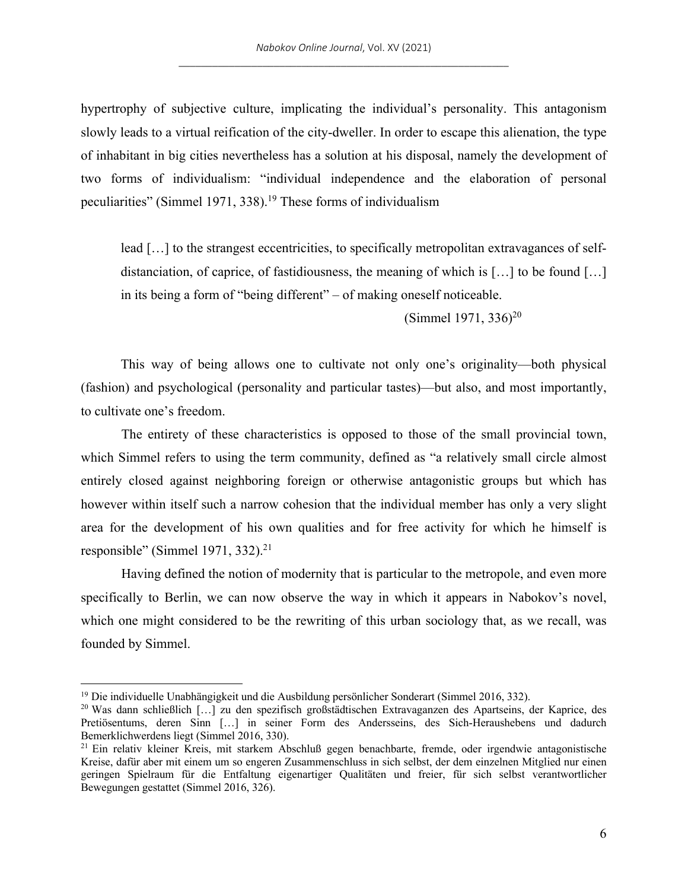hypertrophy of subjective culture, implicating the individual's personality. This antagonism slowly leads to a virtual reification of the city-dweller. In order to escape this alienation, the type of inhabitant in big cities nevertheless has a solution at his disposal, namely the development of two forms of individualism: "individual independence and the elaboration of personal peculiarities" (Simmel 1971, 338).[19] These forms of individualism

> lead […] to the strangest eccentricities, to specifically metropolitan extravagances of self-distanciation, of caprice, of fastidiousness, the meaning of which is […] to be found […] in its being a form of "being different" – of making oneself noticeable.
>
> (Simmel 1971, 336)[20]

This way of being allows one to cultivate not only one's originality—both physical (fashion) and psychological (personality and particular tastes)—but also, and most importantly, to cultivate one's freedom.

The entirety of these characteristics is opposed to those of the small provincial town, which Simmel refers to using the term community, defined as "a relatively small circle almost entirely closed against neighboring foreign or otherwise antagonistic groups but which has however within itself such a narrow cohesion that the individual member has only a very slight area for the development of his own qualities and for free activity for which he himself is responsible" (Simmel 1971, 332).[21]

Having defined the notion of modernity that is particular to the metropole, and even more specifically to Berlin, we can now observe the way in which it appears in Nabokov's novel, which one might considered to be the rewriting of this urban sociology that, as we recall, was founded by Simmel.

---

[19] Die individuelle Unabhängigkeit und die Ausbildung persönlicher Sonderart (Simmel 2016, 332).

[20] Was dann schließlich […] zu den spezifisch großstädtischen Extravaganzen des Apartseins, der Kaprice, des Pretiösentums, deren Sinn […] in seiner Form des Andersseins, des Sich-Heraushebens und dadurch Bemerklichwerdens liegt (Simmel 2016, 330).

[21] Ein relativ kleiner Kreis, mit starkem Abschluß gegen benachbarte, fremde, oder irgendwie antagonistische Kreise, dafür aber mit einem um so engeren Zusammenschluss in sich selbst, der dem einzelnen Mitglied nur einen geringen Spielraum für die Entfaltung eigenartiger Qualitäten und freier, für sich selbst verantwortlicher Bewegungen gestattet (Simmel 2016, 326).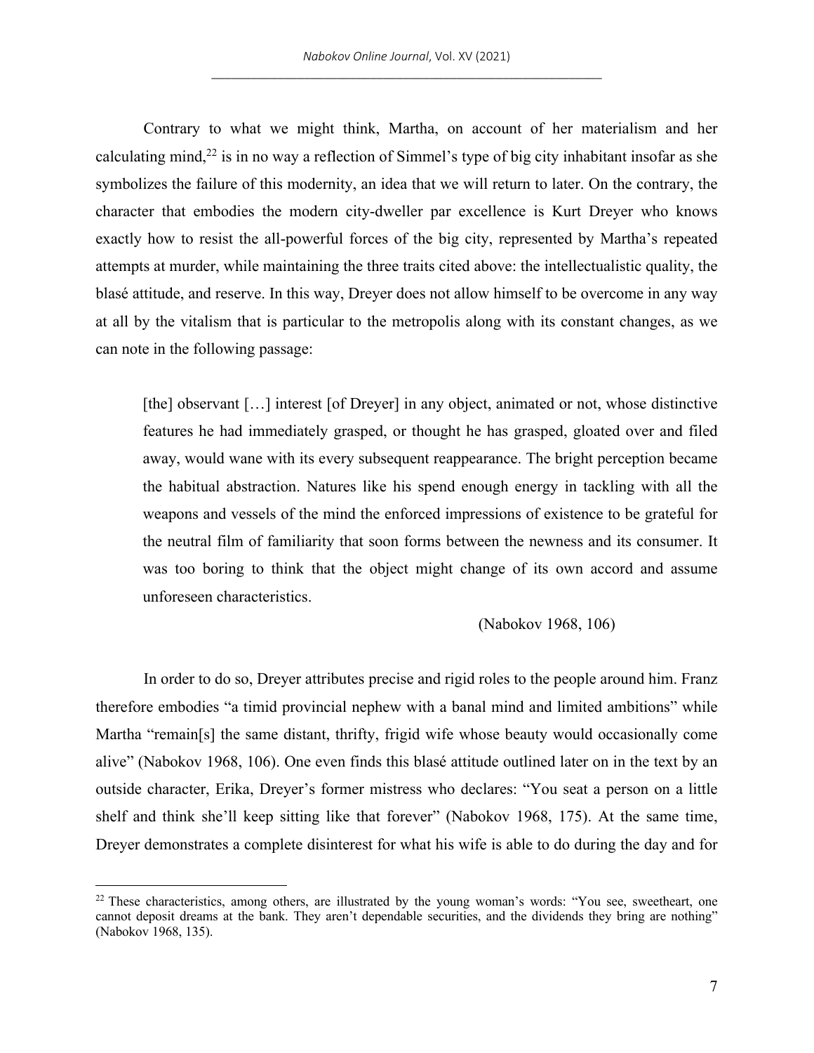Contrary to what we might think, Martha, on account of her materialism and her calculating mind,[22] is in no way a reflection of Simmel's type of big city inhabitant insofar as she symbolizes the failure of this modernity, an idea that we will return to later. On the contrary, the character that embodies the modern city-dweller par excellence is Kurt Dreyer who knows exactly how to resist the all-powerful forces of the big city, represented by Martha's repeated attempts at murder, while maintaining the three traits cited above: the intellectualistic quality, the blasé attitude, and reserve. In this way, Dreyer does not allow himself to be overcome in any way at all by the vitalism that is particular to the metropolis along with its constant changes, as we can note in the following passage:

> [the] observant […] interest [of Dreyer] in any object, animated or not, whose distinctive features he had immediately grasped, or thought he has grasped, gloated over and filed away, would wane with its every subsequent reappearance. The bright perception became the habitual abstraction. Natures like his spend enough energy in tackling with all the weapons and vessels of the mind the enforced impressions of existence to be grateful for the neutral film of familiarity that soon forms between the newness and its consumer. It was too boring to think that the object might change of its own accord and assume unforeseen characteristics.
>
> (Nabokov 1968, 106)

In order to do so, Dreyer attributes precise and rigid roles to the people around him. Franz therefore embodies "a timid provincial nephew with a banal mind and limited ambitions" while Martha "remain[s] the same distant, thrifty, frigid wife whose beauty would occasionally come alive" (Nabokov 1968, 106). One even finds this blasé attitude outlined later on in the text by an outside character, Erika, Dreyer's former mistress who declares: "You seat a person on a little shelf and think she'll keep sitting like that forever" (Nabokov 1968, 175). At the same time, Dreyer demonstrates a complete disinterest for what his wife is able to do during the day and for

---

[22] These characteristics, among others, are illustrated by the young woman's words: "You see, sweetheart, one cannot deposit dreams at the bank. They aren't dependable securities, and the dividends they bring are nothing" (Nabokov 1968, 135).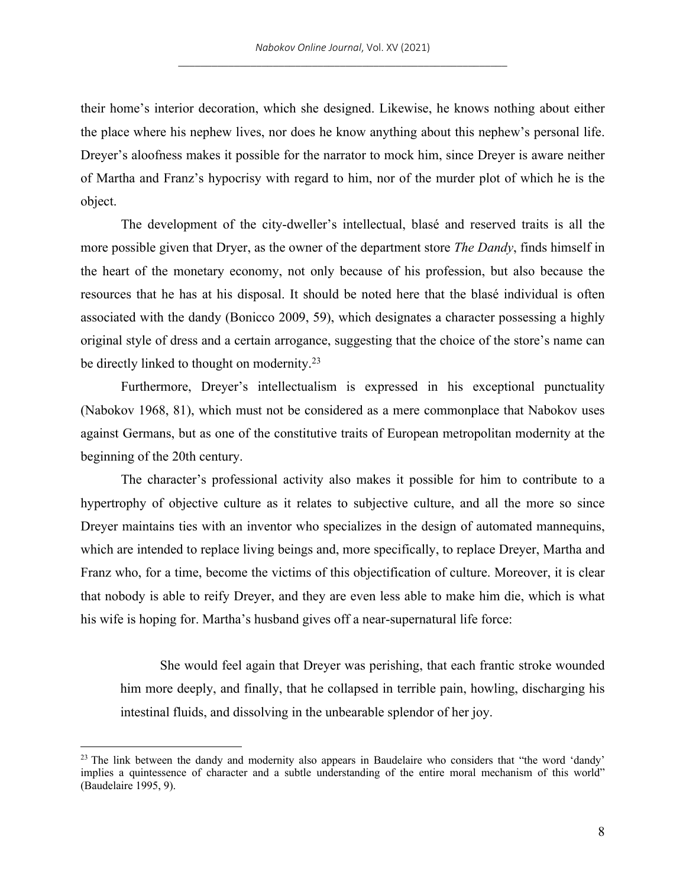their home's interior decoration, which she designed. Likewise, he knows nothing about either the place where his nephew lives, nor does he know anything about this nephew's personal life. Dreyer's aloofness makes it possible for the narrator to mock him, since Dreyer is aware neither of Martha and Franz's hypocrisy with regard to him, nor of the murder plot of which he is the object.

The development of the city-dweller's intellectual, blasé and reserved traits is all the more possible given that Dryer, as the owner of the department store *The Dandy*, finds himself in the heart of the monetary economy, not only because of his profession, but also because the resources that he has at his disposal. It should be noted here that the blasé individual is often associated with the dandy (Bonicco 2009, 59), which designates a character possessing a highly original style of dress and a certain arrogance, suggesting that the choice of the store's name can be directly linked to thought on modernity.[23]

Furthermore, Dreyer's intellectualism is expressed in his exceptional punctuality (Nabokov 1968, 81), which must not be considered as a mere commonplace that Nabokov uses against Germans, but as one of the constitutive traits of European metropolitan modernity at the beginning of the 20th century.

The character's professional activity also makes it possible for him to contribute to a hypertrophy of objective culture as it relates to subjective culture, and all the more so since Dreyer maintains ties with an inventor who specializes in the design of automated mannequins, which are intended to replace living beings and, more specifically, to replace Dreyer, Martha and Franz who, for a time, become the victims of this objectification of culture. Moreover, it is clear that nobody is able to reify Dreyer, and they are even less able to make him die, which is what his wife is hoping for. Martha's husband gives off a near-supernatural life force:

> She would feel again that Dreyer was perishing, that each frantic stroke wounded him more deeply, and finally, that he collapsed in terrible pain, howling, discharging his intestinal fluids, and dissolving in the unbearable splendor of her joy.

---

[23] The link between the dandy and modernity also appears in Baudelaire who considers that "the word 'dandy' implies a quintessence of character and a subtle understanding of the entire moral mechanism of this world" (Baudelaire 1995, 9).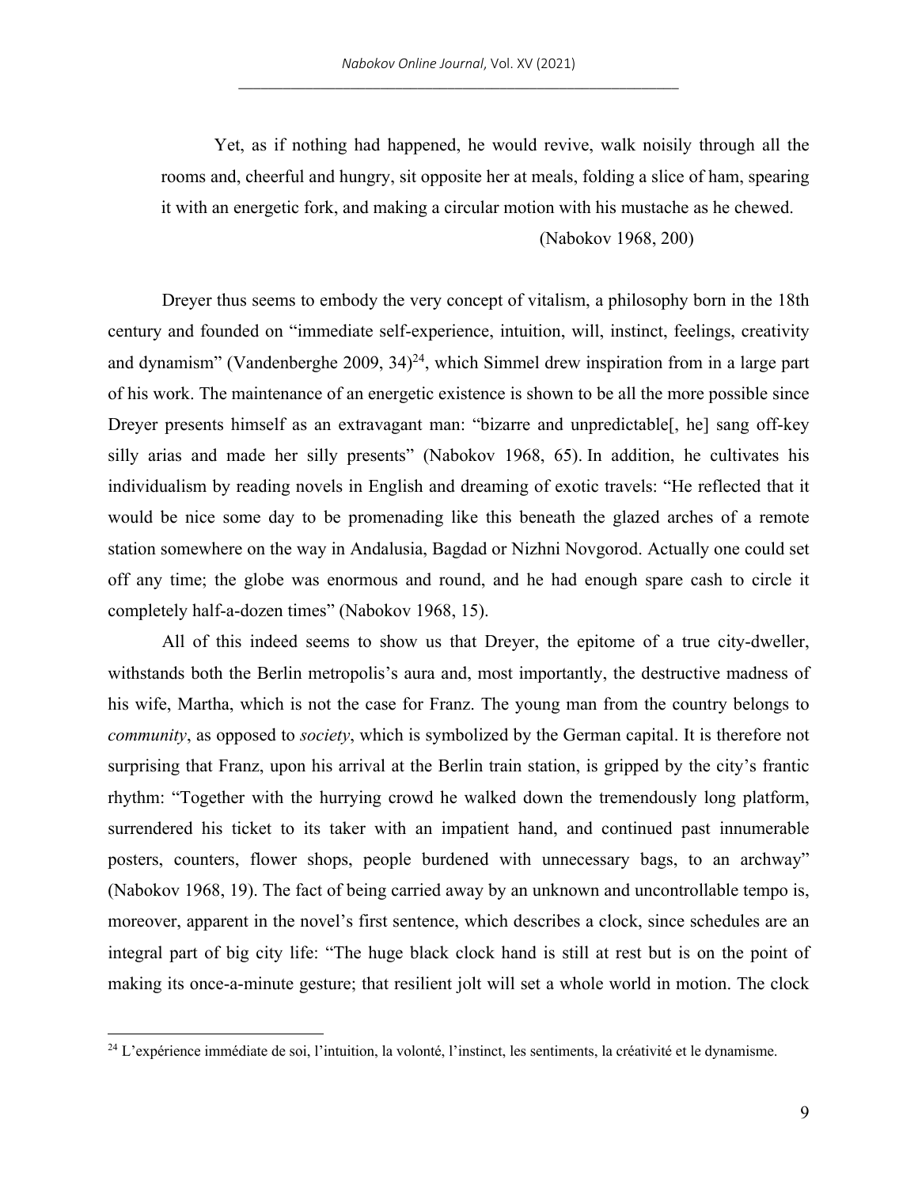> Yet, as if nothing had happened, he would revive, walk noisily through all the rooms and, cheerful and hungry, sit opposite her at meals, folding a slice of ham, spearing it with an energetic fork, and making a circular motion with his mustache as he chewed.
>
> (Nabokov 1968, 200)

Dreyer thus seems to embody the very concept of vitalism, a philosophy born in the 18th century and founded on "immediate self-experience, intuition, will, instinct, feelings, creativity and dynamism" (Vandenberghe 2009, 34)[24], which Simmel drew inspiration from in a large part of his work. The maintenance of an energetic existence is shown to be all the more possible since Dreyer presents himself as an extravagant man: "bizarre and unpredictable[, he] sang off-key silly arias and made her silly presents" (Nabokov 1968, 65). In addition, he cultivates his individualism by reading novels in English and dreaming of exotic travels: "He reflected that it would be nice some day to be promenading like this beneath the glazed arches of a remote station somewhere on the way in Andalusia, Bagdad or Nizhni Novgorod. Actually one could set off any time; the globe was enormous and round, and he had enough spare cash to circle it completely half-a-dozen times" (Nabokov 1968, 15).

All of this indeed seems to show us that Dreyer, the epitome of a true city-dweller, withstands both the Berlin metropolis's aura and, most importantly, the destructive madness of his wife, Martha, which is not the case for Franz. The young man from the country belongs to *community*, as opposed to *society*, which is symbolized by the German capital. It is therefore not surprising that Franz, upon his arrival at the Berlin train station, is gripped by the city's frantic rhythm: "Together with the hurrying crowd he walked down the tremendously long platform, surrendered his ticket to its taker with an impatient hand, and continued past innumerable posters, counters, flower shops, people burdened with unnecessary bags, to an archway" (Nabokov 1968, 19). The fact of being carried away by an unknown and uncontrollable tempo is, moreover, apparent in the novel's first sentence, which describes a clock, since schedules are an integral part of big city life: "The huge black clock hand is still at rest but is on the point of making its once-a-minute gesture; that resilient jolt will set a whole world in motion. The clock

---

[24] L'expérience immédiate de soi, l'intuition, la volonté, l'instinct, les sentiments, la créativité et le dynamisme.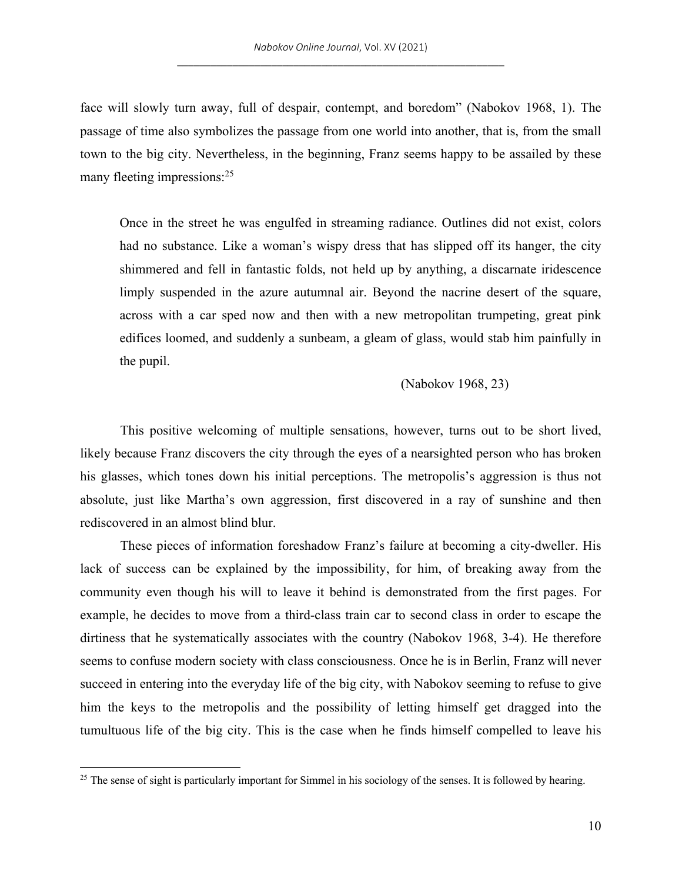face will slowly turn away, full of despair, contempt, and boredom" (Nabokov 1968, 1). The passage of time also symbolizes the passage from one world into another, that is, from the small town to the big city. Nevertheless, in the beginning, Franz seems happy to be assailed by these many fleeting impressions:[25]

> Once in the street he was engulfed in streaming radiance. Outlines did not exist, colors had no substance. Like a woman's wispy dress that has slipped off its hanger, the city shimmered and fell in fantastic folds, not held up by anything, a discarnate iridescence limply suspended in the azure autumnal air. Beyond the nacrine desert of the square, across with a car sped now and then with a new metropolitan trumpeting, great pink edifices loomed, and suddenly a sunbeam, a gleam of glass, would stab him painfully in the pupil.
>
> (Nabokov 1968, 23)

This positive welcoming of multiple sensations, however, turns out to be short lived, likely because Franz discovers the city through the eyes of a nearsighted person who has broken his glasses, which tones down his initial perceptions. The metropolis's aggression is thus not absolute, just like Martha's own aggression, first discovered in a ray of sunshine and then rediscovered in an almost blind blur.

These pieces of information foreshadow Franz's failure at becoming a city-dweller. His lack of success can be explained by the impossibility, for him, of breaking away from the community even though his will to leave it behind is demonstrated from the first pages. For example, he decides to move from a third-class train car to second class in order to escape the dirtiness that he systematically associates with the country (Nabokov 1968, 3-4). He therefore seems to confuse modern society with class consciousness. Once he is in Berlin, Franz will never succeed in entering into the everyday life of the big city, with Nabokov seeming to refuse to give him the keys to the metropolis and the possibility of letting himself get dragged into the tumultuous life of the big city. This is the case when he finds himself compelled to leave his

[25] The sense of sight is particularly important for Simmel in his sociology of the senses. It is followed by hearing.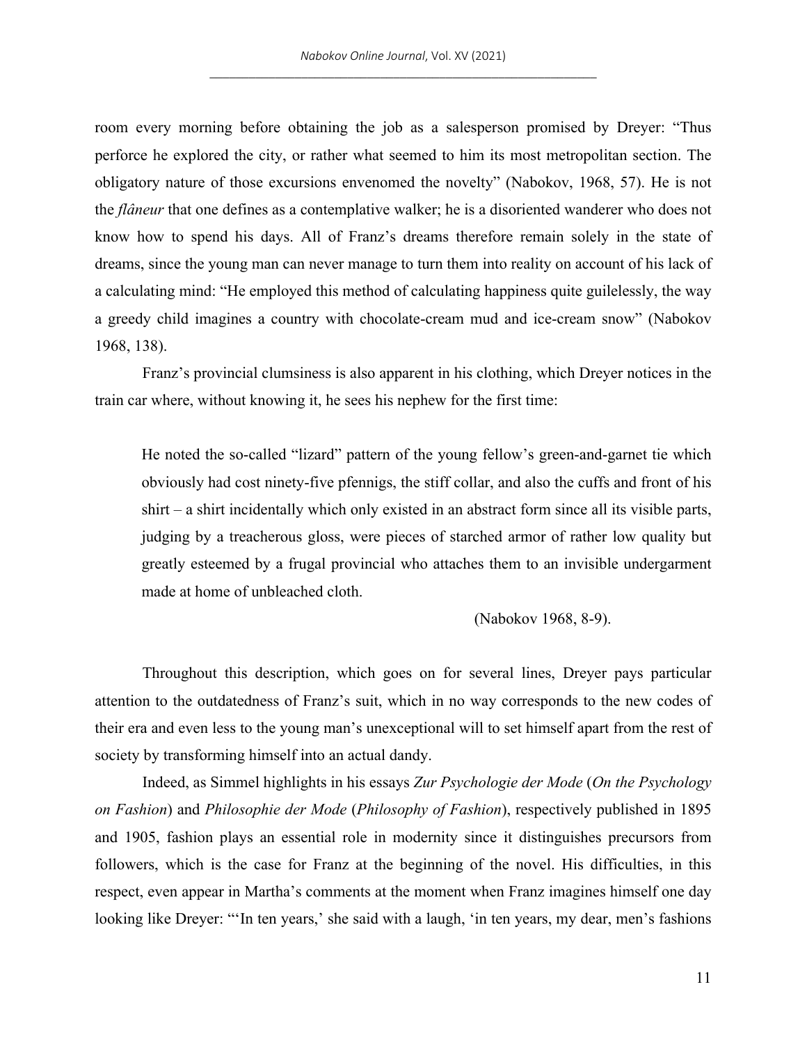room every morning before obtaining the job as a salesperson promised by Dreyer: "Thus perforce he explored the city, or rather what seemed to him its most metropolitan section. The obligatory nature of those excursions envenomed the novelty" (Nabokov, 1968, 57). He is not the *flâneur* that one defines as a contemplative walker; he is a disoriented wanderer who does not know how to spend his days. All of Franz's dreams therefore remain solely in the state of dreams, since the young man can never manage to turn them into reality on account of his lack of a calculating mind: "He employed this method of calculating happiness quite guilelessly, the way a greedy child imagines a country with chocolate-cream mud and ice-cream snow" (Nabokov 1968, 138).

Franz's provincial clumsiness is also apparent in his clothing, which Dreyer notices in the train car where, without knowing it, he sees his nephew for the first time:

> He noted the so-called "lizard" pattern of the young fellow's green-and-garnet tie which obviously had cost ninety-five pfennigs, the stiff collar, and also the cuffs and front of his shirt – a shirt incidentally which only existed in an abstract form since all its visible parts, judging by a treacherous gloss, were pieces of starched armor of rather low quality but greatly esteemed by a frugal provincial who attaches them to an invisible undergarment made at home of unbleached cloth.
>
> (Nabokov 1968, 8-9).

Throughout this description, which goes on for several lines, Dreyer pays particular attention to the outdatedness of Franz's suit, which in no way corresponds to the new codes of their era and even less to the young man's unexceptional will to set himself apart from the rest of society by transforming himself into an actual dandy.

Indeed, as Simmel highlights in his essays *Zur Psychologie der Mode* (*On the Psychology on Fashion*) and *Philosophie der Mode* (*Philosophy of Fashion*), respectively published in 1895 and 1905, fashion plays an essential role in modernity since it distinguishes precursors from followers, which is the case for Franz at the beginning of the novel. His difficulties, in this respect, even appear in Martha's comments at the moment when Franz imagines himself one day looking like Dreyer: "'In ten years,' she said with a laugh, 'in ten years, my dear, men's fashions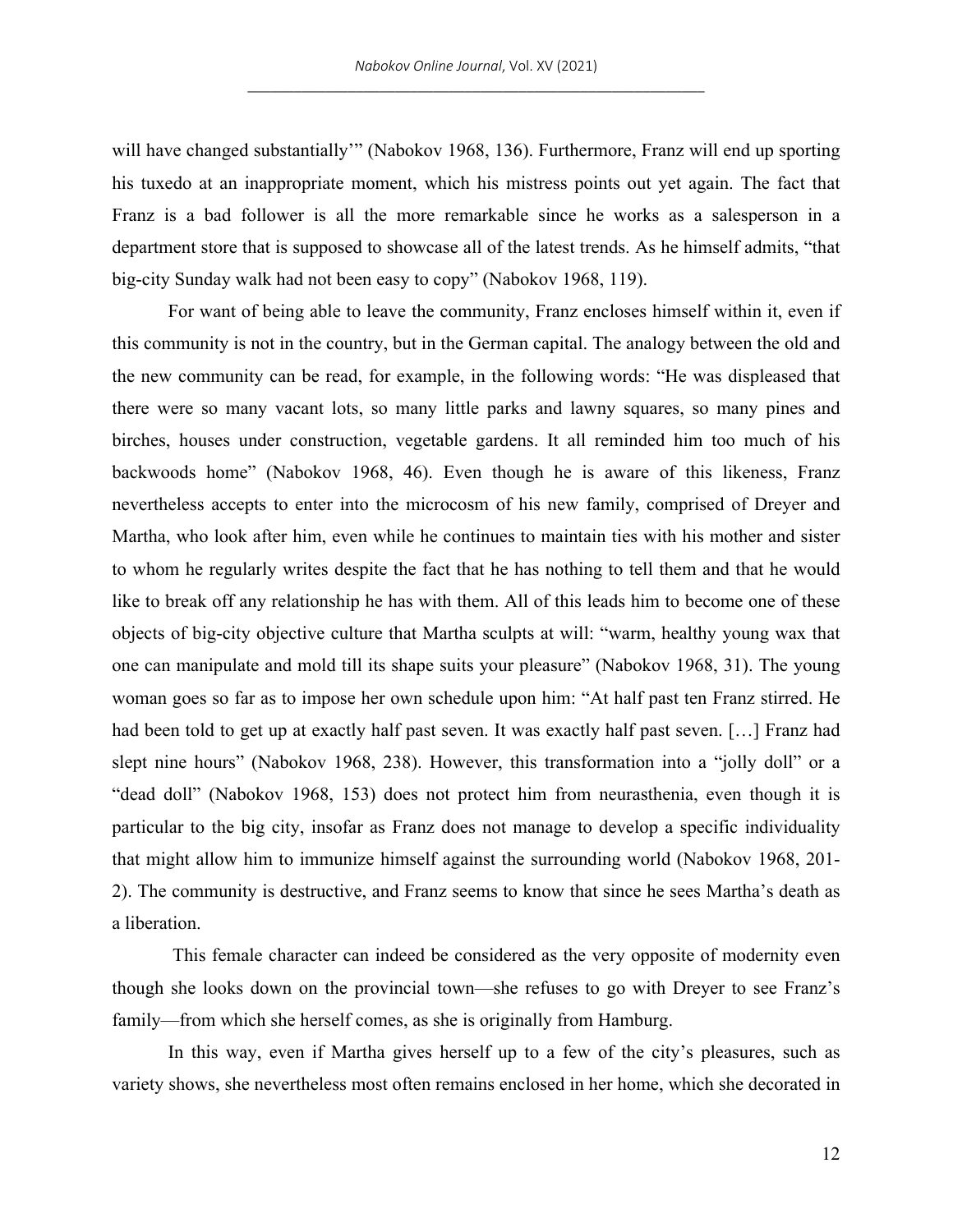will have changed substantially'" (Nabokov 1968, 136). Furthermore, Franz will end up sporting his tuxedo at an inappropriate moment, which his mistress points out yet again. The fact that Franz is a bad follower is all the more remarkable since he works as a salesperson in a department store that is supposed to showcase all of the latest trends. As he himself admits, "that big-city Sunday walk had not been easy to copy" (Nabokov 1968, 119).

For want of being able to leave the community, Franz encloses himself within it, even if this community is not in the country, but in the German capital. The analogy between the old and the new community can be read, for example, in the following words: "He was displeased that there were so many vacant lots, so many little parks and lawny squares, so many pines and birches, houses under construction, vegetable gardens. It all reminded him too much of his backwoods home" (Nabokov 1968, 46). Even though he is aware of this likeness, Franz nevertheless accepts to enter into the microcosm of his new family, comprised of Dreyer and Martha, who look after him, even while he continues to maintain ties with his mother and sister to whom he regularly writes despite the fact that he has nothing to tell them and that he would like to break off any relationship he has with them. All of this leads him to become one of these objects of big-city objective culture that Martha sculpts at will: "warm, healthy young wax that one can manipulate and mold till its shape suits your pleasure" (Nabokov 1968, 31). The young woman goes so far as to impose her own schedule upon him: "At half past ten Franz stirred. He had been told to get up at exactly half past seven. It was exactly half past seven. […] Franz had slept nine hours" (Nabokov 1968, 238). However, this transformation into a "jolly doll" or a "dead doll" (Nabokov 1968, 153) does not protect him from neurasthenia, even though it is particular to the big city, insofar as Franz does not manage to develop a specific individuality that might allow him to immunize himself against the surrounding world (Nabokov 1968, 201-2). The community is destructive, and Franz seems to know that since he sees Martha's death as a liberation.

This female character can indeed be considered as the very opposite of modernity even though she looks down on the provincial town—she refuses to go with Dreyer to see Franz's family—from which she herself comes, as she is originally from Hamburg.

In this way, even if Martha gives herself up to a few of the city's pleasures, such as variety shows, she nevertheless most often remains enclosed in her home, which she decorated in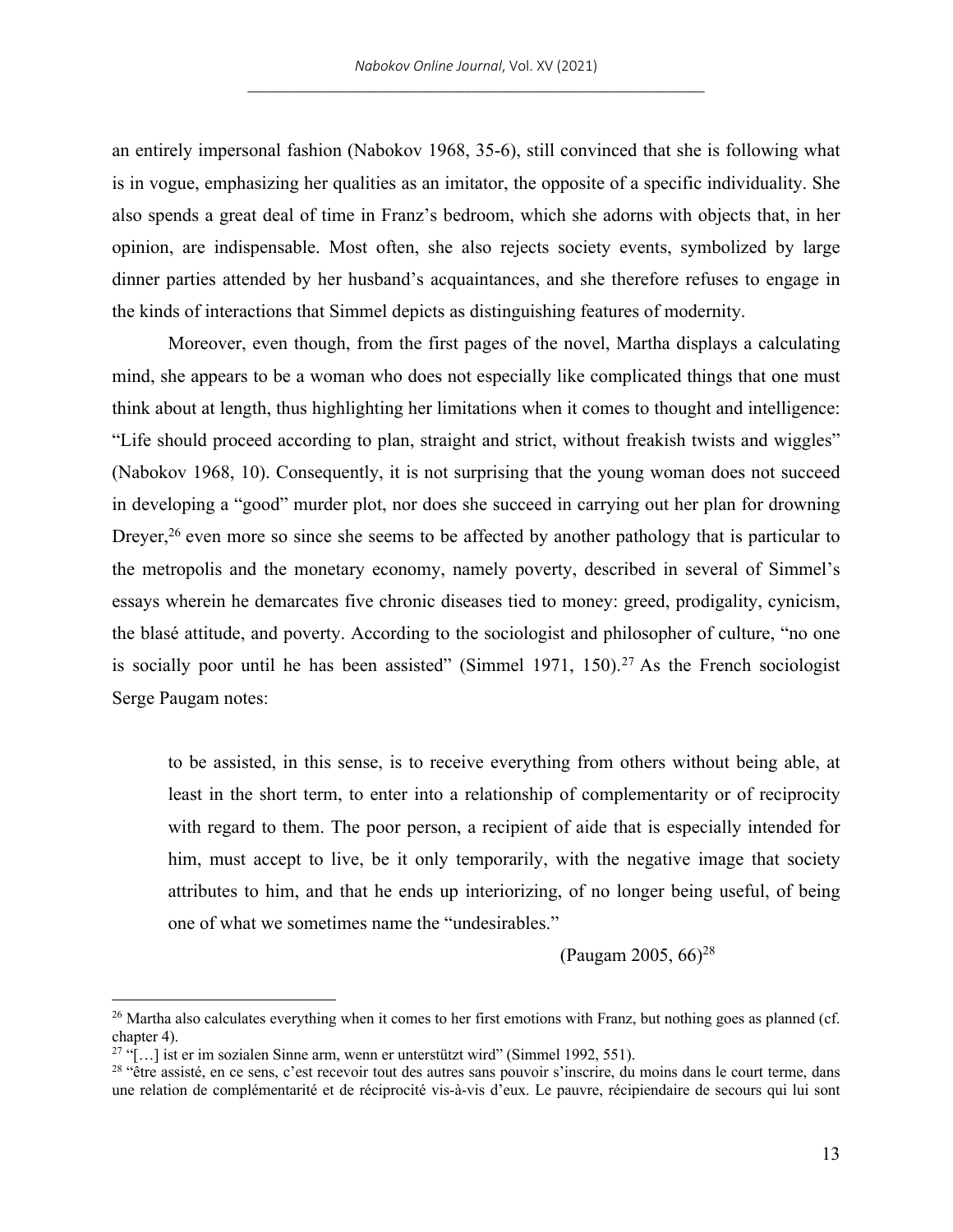an entirely impersonal fashion (Nabokov 1968, 35-6), still convinced that she is following what is in vogue, emphasizing her qualities as an imitator, the opposite of a specific individuality. She also spends a great deal of time in Franz's bedroom, which she adorns with objects that, in her opinion, are indispensable. Most often, she also rejects society events, symbolized by large dinner parties attended by her husband's acquaintances, and she therefore refuses to engage in the kinds of interactions that Simmel depicts as distinguishing features of modernity.

Moreover, even though, from the first pages of the novel, Martha displays a calculating mind, she appears to be a woman who does not especially like complicated things that one must think about at length, thus highlighting her limitations when it comes to thought and intelligence: "Life should proceed according to plan, straight and strict, without freakish twists and wiggles" (Nabokov 1968, 10). Consequently, it is not surprising that the young woman does not succeed in developing a "good" murder plot, nor does she succeed in carrying out her plan for drowning Dreyer,[26] even more so since she seems to be affected by another pathology that is particular to the metropolis and the monetary economy, namely poverty, described in several of Simmel's essays wherein he demarcates five chronic diseases tied to money: greed, prodigality, cynicism, the blasé attitude, and poverty. According to the sociologist and philosopher of culture, "no one is socially poor until he has been assisted" (Simmel 1971, 150).[27] As the French sociologist Serge Paugam notes:

> to be assisted, in this sense, is to receive everything from others without being able, at least in the short term, to enter into a relationship of complementarity or of reciprocity with regard to them. The poor person, a recipient of aide that is especially intended for him, must accept to live, be it only temporarily, with the negative image that society attributes to him, and that he ends up interiorizing, of no longer being useful, of being one of what we sometimes name the "undesirables."
>
> (Paugam 2005, 66)[28]

---

[26] Martha also calculates everything when it comes to her first emotions with Franz, but nothing goes as planned (cf. chapter 4).

[27] "[…] ist er im sozialen Sinne arm, wenn er unterstützt wird" (Simmel 1992, 551).

[28] "être assisté, en ce sens, c'est recevoir tout des autres sans pouvoir s'inscrire, du moins dans le court terme, dans une relation de complémentarité et de réciprocité vis-à-vis d'eux. Le pauvre, récipiendaire de secours qui lui sont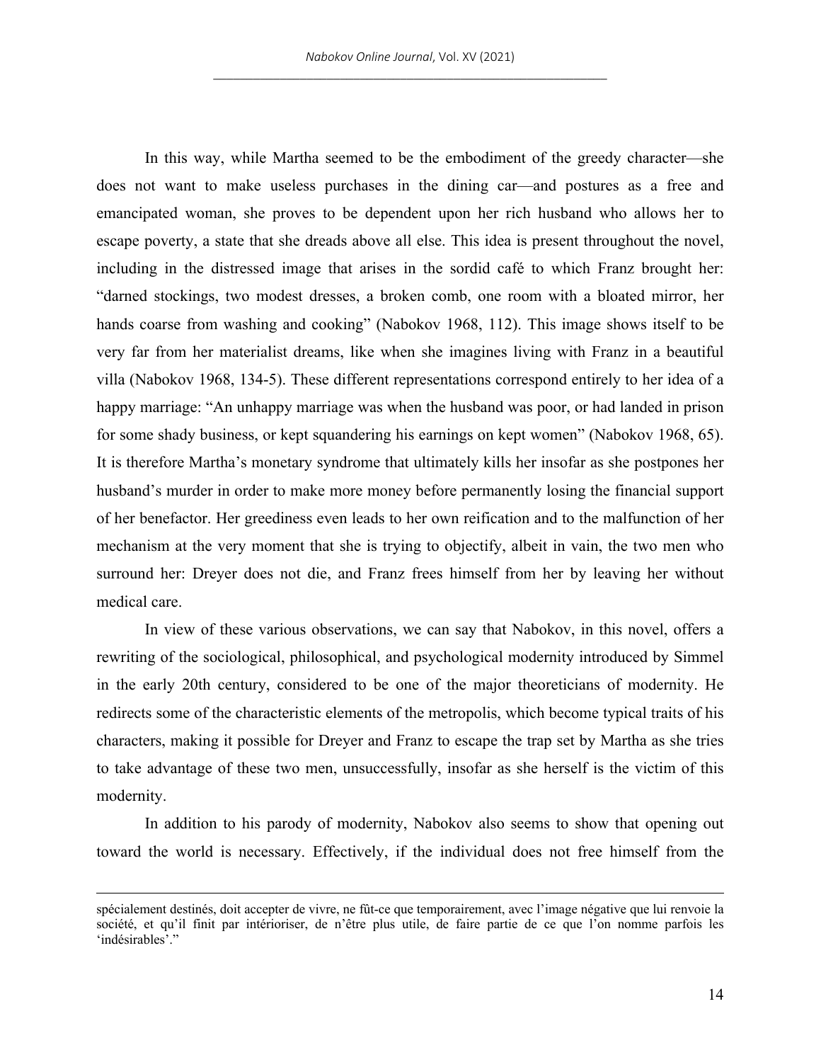In this way, while Martha seemed to be the embodiment of the greedy character—she does not want to make useless purchases in the dining car—and postures as a free and emancipated woman, she proves to be dependent upon her rich husband who allows her to escape poverty, a state that she dreads above all else. This idea is present throughout the novel, including in the distressed image that arises in the sordid café to which Franz brought her: "darned stockings, two modest dresses, a broken comb, one room with a bloated mirror, her hands coarse from washing and cooking" (Nabokov 1968, 112). This image shows itself to be very far from her materialist dreams, like when she imagines living with Franz in a beautiful villa (Nabokov 1968, 134-5). These different representations correspond entirely to her idea of a happy marriage: "An unhappy marriage was when the husband was poor, or had landed in prison for some shady business, or kept squandering his earnings on kept women" (Nabokov 1968, 65). It is therefore Martha's monetary syndrome that ultimately kills her insofar as she postpones her husband's murder in order to make more money before permanently losing the financial support of her benefactor. Her greediness even leads to her own reification and to the malfunction of her mechanism at the very moment that she is trying to objectify, albeit in vain, the two men who surround her: Dreyer does not die, and Franz frees himself from her by leaving her without medical care.

In view of these various observations, we can say that Nabokov, in this novel, offers a rewriting of the sociological, philosophical, and psychological modernity introduced by Simmel in the early 20th century, considered to be one of the major theoreticians of modernity. He redirects some of the characteristic elements of the metropolis, which become typical traits of his characters, making it possible for Dreyer and Franz to escape the trap set by Martha as she tries to take advantage of these two men, unsuccessfully, insofar as she herself is the victim of this modernity.

In addition to his parody of modernity, Nabokov also seems to show that opening out toward the world is necessary. Effectively, if the individual does not free himself from the

---

spécialement destinés, doit accepter de vivre, ne fût-ce que temporairement, avec l'image négative que lui renvoie la société, et qu'il finit par intérioriser, de n'être plus utile, de faire partie de ce que l'on nomme parfois les 'indésirables'."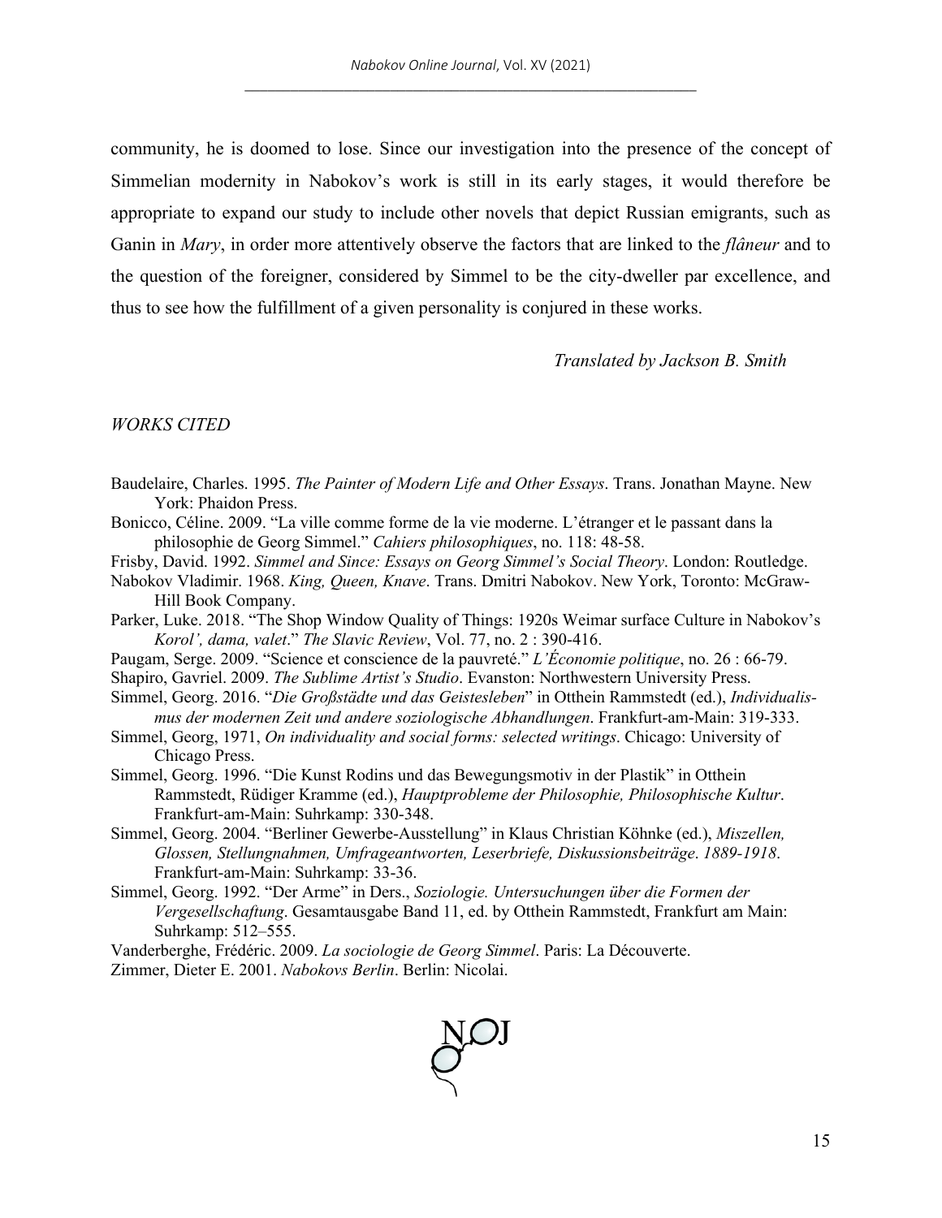community, he is doomed to lose. Since our investigation into the presence of the concept of Simmelian modernity in Nabokov's work is still in its early stages, it would therefore be appropriate to expand our study to include other novels that depict Russian emigrants, such as Ganin in *Mary*, in order more attentively observe the factors that are linked to the *flâneur* and to the question of the foreigner, considered by Simmel to be the city-dweller par excellence, and thus to see how the fulfillment of a given personality is conjured in these works.

*Translated by Jackson B. Smith*

*WORKS CITED*

Baudelaire, Charles. 1995. *The Painter of Modern Life and Other Essays*. Trans. Jonathan Mayne. New York: Phaidon Press.

Bonicco, Céline. 2009. "La ville comme forme de la vie moderne. L'étranger et le passant dans la philosophie de Georg Simmel." *Cahiers philosophiques*, no. 118: 48-58.

Frisby, David. 1992. *Simmel and Since: Essays on Georg Simmel's Social Theory*. London: Routledge.

Nabokov Vladimir. 1968. *King, Queen, Knave*. Trans. Dmitri Nabokov. New York, Toronto: McGraw-Hill Book Company.

Parker, Luke. 2018. "The Shop Window Quality of Things: 1920s Weimar surface Culture in Nabokov's *Korol', dama, valet*." *The Slavic Review*, Vol. 77, no. 2 : 390-416.

Paugam, Serge. 2009. "Science et conscience de la pauvreté." *L'Économie politique*, no. 26 : 66-79.

Shapiro, Gavriel. 2009. *The Sublime Artist's Studio*. Evanston: Northwestern University Press.

Simmel, Georg. 2016. "*Die Großstädte und das Geistesleben*" in Otthein Rammstedt (ed.), *Individualismus der modernen Zeit und andere soziologische Abhandlungen*. Frankfurt-am-Main: 319-333.

Simmel, Georg, 1971, *On individuality and social forms: selected writings*. Chicago: University of Chicago Press.

Simmel, Georg. 1996. "Die Kunst Rodins und das Bewegungsmotiv in der Plastik" in Otthein Rammstedt, Rüdiger Kramme (ed.), *Hauptprobleme der Philosophie, Philosophische Kultur*. Frankfurt-am-Main: Suhrkamp: 330-348.

Simmel, Georg. 2004. "Berliner Gewerbe-Ausstellung" in Klaus Christian Köhnke (ed.), *Miszellen, Glossen, Stellungnahmen, Umfrageantworten, Leserbriefe, Diskussionsbeiträge*. *1889-1918*. Frankfurt-am-Main: Suhrkamp: 33-36.

Simmel, Georg. 1992. "Der Arme" in Ders., *Soziologie. Untersuchungen über die Formen der Vergesellschaftung*. Gesamtausgabe Band 11, ed. by Otthein Rammstedt, Frankfurt am Main: Suhrkamp: 512–555.

Vanderberghe, Frédéric. 2009. *La sociologie de Georg Simmel*. Paris: La Découverte.

Zimmer, Dieter E. 2001. *Nabokovs Berlin*. Berlin: Nicolai.